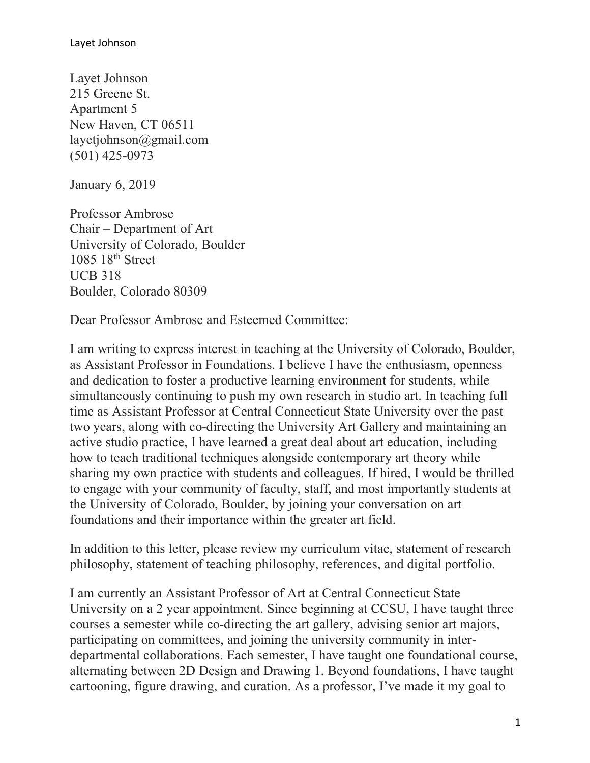Layet Johnson
215 Greene St.
Apartment 5
New Haven, CT 06511
layetjohnson@gmail.com
(501) 425-0973

January 6, 2019

Professor Ambrose
Chair – Department of Art
University of Colorado, Boulder
1085 18th Street
UCB 318
Boulder, Colorado 80309

Dear Professor Ambrose and Esteemed Committee:

I am writing to express interest in teaching at the University of Colorado, Boulder, as Assistant Professor in Foundations. I believe I have the enthusiasm, openness and dedication to foster a productive learning environment for students, while simultaneously continuing to push my own research in studio art. In teaching full time as Assistant Professor at Central Connecticut State University over the past two years, along with co-directing the University Art Gallery and maintaining an active studio practice, I have learned a great deal about art education, including how to teach traditional techniques alongside contemporary art theory while sharing my own practice with students and colleagues. If hired, I would be thrilled to engage with your community of faculty, staff, and most importantly students at the University of Colorado, Boulder, by joining your conversation on art foundations and their importance within the greater art field.

In addition to this letter, please review my curriculum vitae, statement of research philosophy, statement of teaching philosophy, references, and digital portfolio.

I am currently an Assistant Professor of Art at Central Connecticut State University on a 2 year appointment. Since beginning at CCSU, I have taught three courses a semester while co-directing the art gallery, advising senior art majors, participating on committees, and joining the university community in inter-departmental collaborations. Each semester, I have taught one foundational course, alternating between 2D Design and Drawing 1. Beyond foundations, I have taught cartooning, figure drawing, and curation. As a professor, I've made it my goal to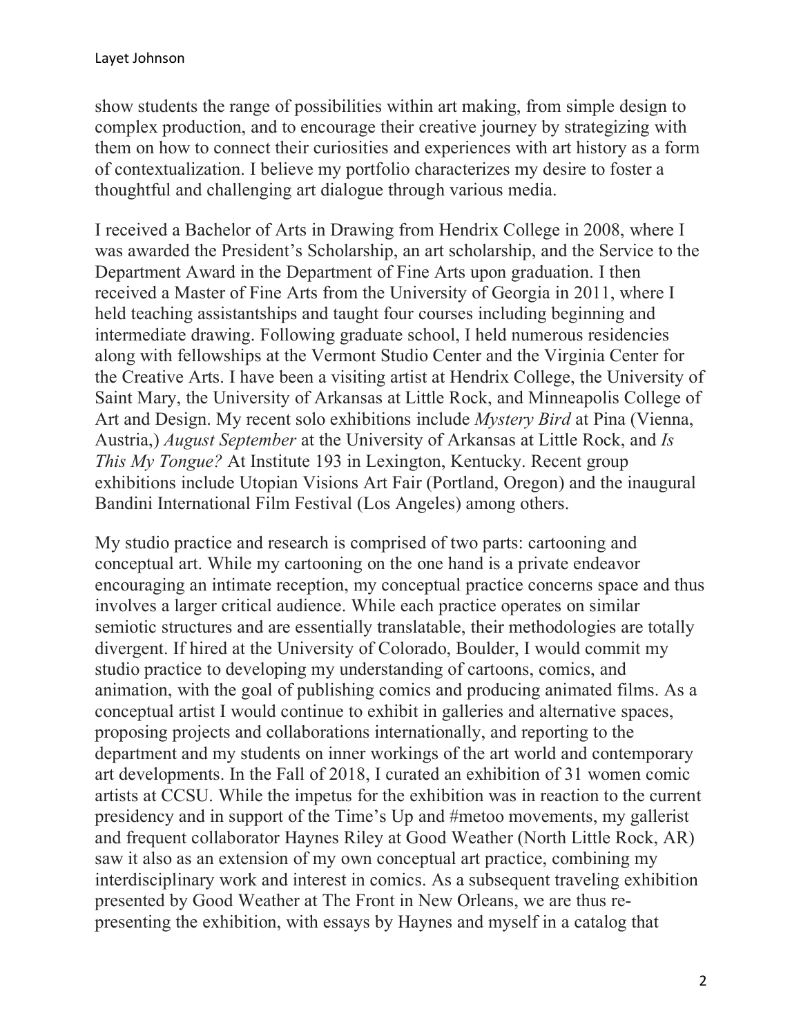show students the range of possibilities within art making, from simple design to complex production, and to encourage their creative journey by strategizing with them on how to connect their curiosities and experiences with art history as a form of contextualization. I believe my portfolio characterizes my desire to foster a thoughtful and challenging art dialogue through various media.

I received a Bachelor of Arts in Drawing from Hendrix College in 2008, where I was awarded the President's Scholarship, an art scholarship, and the Service to the Department Award in the Department of Fine Arts upon graduation. I then received a Master of Fine Arts from the University of Georgia in 2011, where I held teaching assistantships and taught four courses including beginning and intermediate drawing. Following graduate school, I held numerous residencies along with fellowships at the Vermont Studio Center and the Virginia Center for the Creative Arts. I have been a visiting artist at Hendrix College, the University of Saint Mary, the University of Arkansas at Little Rock, and Minneapolis College of Art and Design. My recent solo exhibitions include *Mystery Bird* at Pina (Vienna, Austria,) *August September* at the University of Arkansas at Little Rock, and *Is This My Tongue?* At Institute 193 in Lexington, Kentucky. Recent group exhibitions include Utopian Visions Art Fair (Portland, Oregon) and the inaugural Bandini International Film Festival (Los Angeles) among others.

My studio practice and research is comprised of two parts: cartooning and conceptual art. While my cartooning on the one hand is a private endeavor encouraging an intimate reception, my conceptual practice concerns space and thus involves a larger critical audience. While each practice operates on similar semiotic structures and are essentially translatable, their methodologies are totally divergent. If hired at the University of Colorado, Boulder, I would commit my studio practice to developing my understanding of cartoons, comics, and animation, with the goal of publishing comics and producing animated films. As a conceptual artist I would continue to exhibit in galleries and alternative spaces, proposing projects and collaborations internationally, and reporting to the department and my students on inner workings of the art world and contemporary art developments. In the Fall of 2018, I curated an exhibition of 31 women comic artists at CCSU. While the impetus for the exhibition was in reaction to the current presidency and in support of the Time's Up and #metoo movements, my gallerist and frequent collaborator Haynes Riley at Good Weather (North Little Rock, AR) saw it also as an extension of my own conceptual art practice, combining my interdisciplinary work and interest in comics. As a subsequent traveling exhibition presented by Good Weather at The Front in New Orleans, we are thus re-presenting the exhibition, with essays by Haynes and myself in a catalog that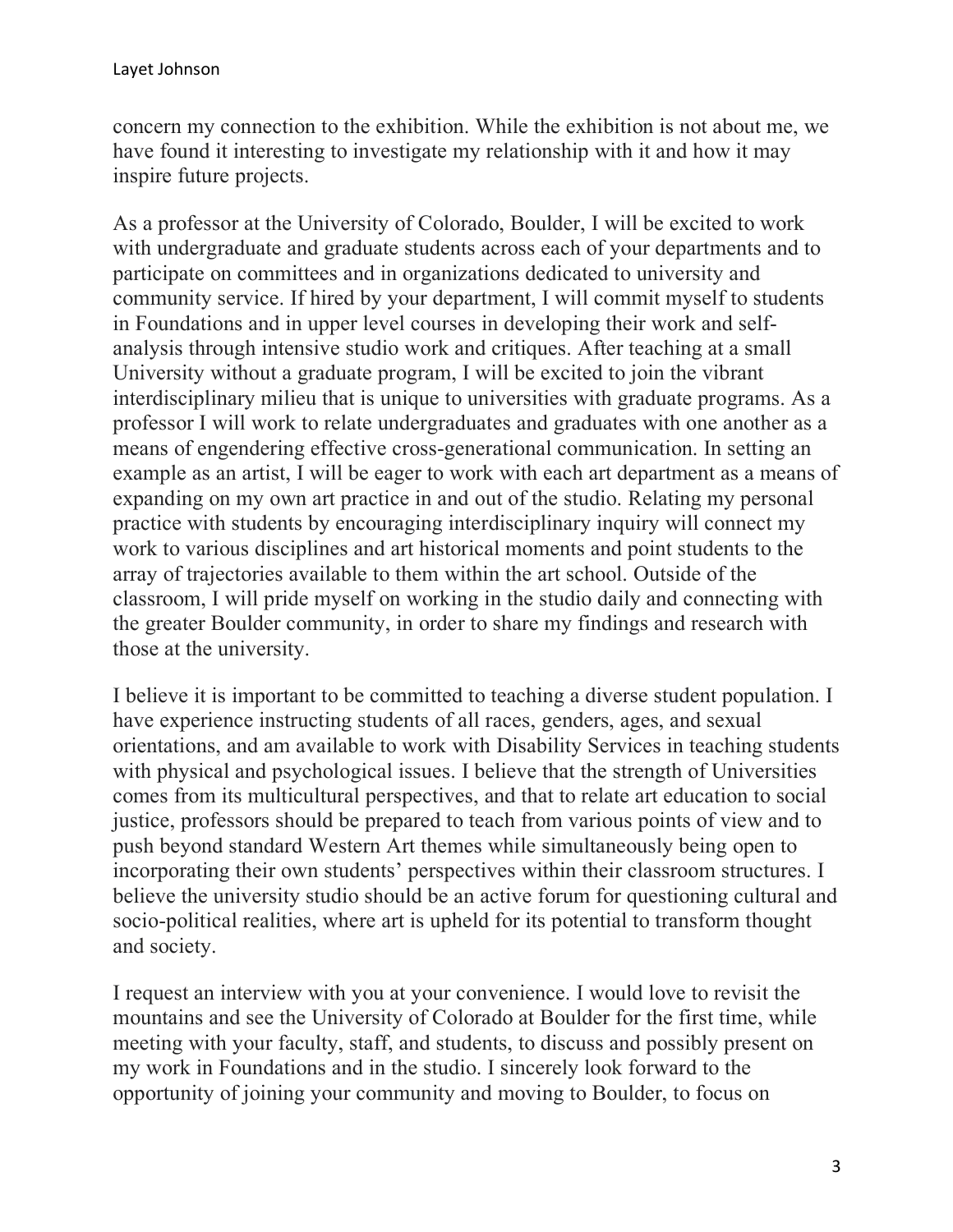concern my connection to the exhibition. While the exhibition is not about me, we have found it interesting to investigate my relationship with it and how it may inspire future projects.

As a professor at the University of Colorado, Boulder, I will be excited to work with undergraduate and graduate students across each of your departments and to participate on committees and in organizations dedicated to university and community service. If hired by your department, I will commit myself to students in Foundations and in upper level courses in developing their work and self-analysis through intensive studio work and critiques. After teaching at a small University without a graduate program, I will be excited to join the vibrant interdisciplinary milieu that is unique to universities with graduate programs. As a professor I will work to relate undergraduates and graduates with one another as a means of engendering effective cross-generational communication. In setting an example as an artist, I will be eager to work with each art department as a means of expanding on my own art practice in and out of the studio. Relating my personal practice with students by encouraging interdisciplinary inquiry will connect my work to various disciplines and art historical moments and point students to the array of trajectories available to them within the art school. Outside of the classroom, I will pride myself on working in the studio daily and connecting with the greater Boulder community, in order to share my findings and research with those at the university.

I believe it is important to be committed to teaching a diverse student population. I have experience instructing students of all races, genders, ages, and sexual orientations, and am available to work with Disability Services in teaching students with physical and psychological issues. I believe that the strength of Universities comes from its multicultural perspectives, and that to relate art education to social justice, professors should be prepared to teach from various points of view and to push beyond standard Western Art themes while simultaneously being open to incorporating their own students' perspectives within their classroom structures. I believe the university studio should be an active forum for questioning cultural and socio-political realities, where art is upheld for its potential to transform thought and society.

I request an interview with you at your convenience. I would love to revisit the mountains and see the University of Colorado at Boulder for the first time, while meeting with your faculty, staff, and students, to discuss and possibly present on my work in Foundations and in the studio. I sincerely look forward to the opportunity of joining your community and moving to Boulder, to focus on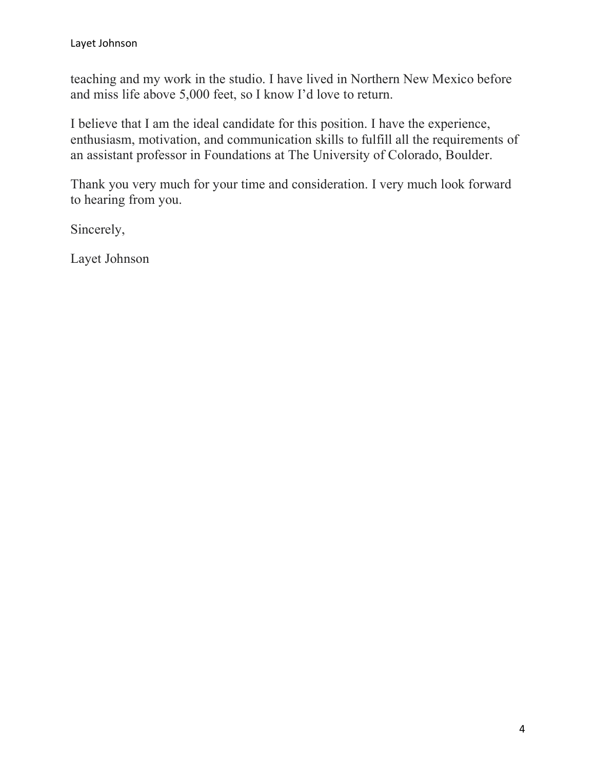teaching and my work in the studio. I have lived in Northern New Mexico before and miss life above 5,000 feet, so I know I'd love to return.

I believe that I am the ideal candidate for this position. I have the experience, enthusiasm, motivation, and communication skills to fulfill all the requirements of an assistant professor in Foundations at The University of Colorado, Boulder.

Thank you very much for your time and consideration. I very much look forward to hearing from you.

Sincerely,

Layet Johnson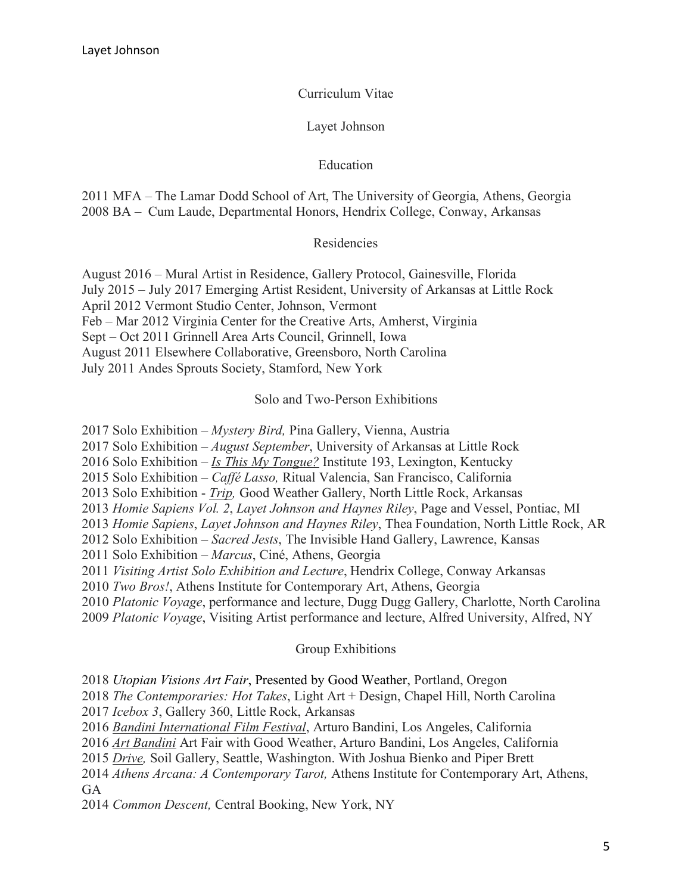# Curriculum Vitae

## Layet Johnson

### Education

2011 MFA – The Lamar Dodd School of Art, The University of Georgia, Athens, Georgia
2008 BA – Cum Laude, Departmental Honors, Hendrix College, Conway, Arkansas

### Residencies

August 2016 – Mural Artist in Residence, Gallery Protocol, Gainesville, Florida
July 2015 – July 2017 Emerging Artist Resident, University of Arkansas at Little Rock
April 2012 Vermont Studio Center, Johnson, Vermont
Feb – Mar 2012 Virginia Center for the Creative Arts, Amherst, Virginia
Sept – Oct 2011 Grinnell Area Arts Council, Grinnell, Iowa
August 2011 Elsewhere Collaborative, Greensboro, North Carolina
July 2011 Andes Sprouts Society, Stamford, New York

### Solo and Two-Person Exhibitions

2017 Solo Exhibition – *Mystery Bird,* Pina Gallery, Vienna, Austria
2017 Solo Exhibition – *August September*, University of Arkansas at Little Rock
2016 Solo Exhibition – *Is This My Tongue?* Institute 193, Lexington, Kentucky
2015 Solo Exhibition – *Caffé Lasso,* Ritual Valencia, San Francisco, California
2013 Solo Exhibition - *Trip,* Good Weather Gallery, North Little Rock, Arkansas
2013 *Homie Sapiens Vol. 2*, *Layet Johnson and Haynes Riley*, Page and Vessel, Pontiac, MI
2013 *Homie Sapiens*, *Layet Johnson and Haynes Riley*, Thea Foundation, North Little Rock, AR
2012 Solo Exhibition – *Sacred Jests*, The Invisible Hand Gallery, Lawrence, Kansas
2011 Solo Exhibition – *Marcus*, Ciné, Athens, Georgia
2011 *Visiting Artist Solo Exhibition and Lecture*, Hendrix College, Conway Arkansas
2010 *Two Bros!*, Athens Institute for Contemporary Art, Athens, Georgia
2010 *Platonic Voyage*, performance and lecture, Dugg Dugg Gallery, Charlotte, North Carolina
2009 *Platonic Voyage*, Visiting Artist performance and lecture, Alfred University, Alfred, NY

### Group Exhibitions

2018 *Utopian Visions Art Fair*, Presented by Good Weather, Portland, Oregon
2018 *The Contemporaries: Hot Takes*, Light Art + Design, Chapel Hill, North Carolina
2017 *Icebox 3*, Gallery 360, Little Rock, Arkansas
2016 *Bandini International Film Festival*, Arturo Bandini, Los Angeles, California
2016 *Art Bandini* Art Fair with Good Weather, Arturo Bandini, Los Angeles, California
2015 *Drive,* Soil Gallery, Seattle, Washington. With Joshua Bienko and Piper Brett
2014 *Athens Arcana: A Contemporary Tarot,* Athens Institute for Contemporary Art, Athens, GA
2014 *Common Descent,* Central Booking, New York, NY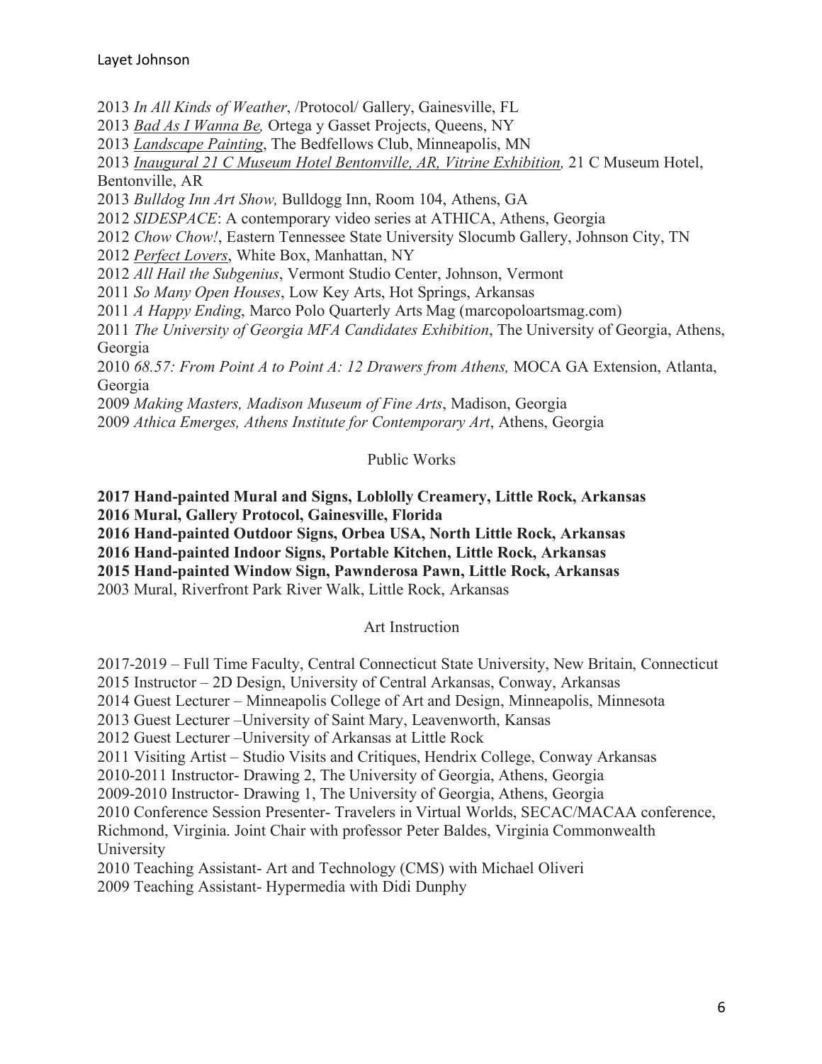2013 *In All Kinds of Weather*, /Protocol/ Gallery, Gainesville, FL
2013 *Bad As I Wanna Be,* Ortega y Gasset Projects, Queens, NY
2013 *Landscape Painting*, The Bedfellows Club, Minneapolis, MN
2013 *Inaugural 21 C Museum Hotel Bentonville, AR, Vitrine Exhibition,* 21 C Museum Hotel, Bentonville, AR
2013 *Bulldog Inn Art Show,* Bulldogg Inn, Room 104, Athens, GA
2012 *SIDESPACE*: A contemporary video series at ATHICA, Athens, Georgia
2012 *Chow Chow!*, Eastern Tennessee State University Slocumb Gallery, Johnson City, TN
2012 *Perfect Lovers*, White Box, Manhattan, NY
2012 *All Hail the Subgenius*, Vermont Studio Center, Johnson, Vermont
2011 *So Many Open Houses*, Low Key Arts, Hot Springs, Arkansas
2011 *A Happy Ending*, Marco Polo Quarterly Arts Mag (marcopoloartsmag.com)
2011 *The University of Georgia MFA Candidates Exhibition*, The University of Georgia, Athens, Georgia
2010 *68.57: From Point A to Point A: 12 Drawers from Athens,* MOCA GA Extension, Atlanta, Georgia
2009 *Making Masters, Madison Museum of Fine Arts*, Madison, Georgia
2009 *Athica Emerges, Athens Institute for Contemporary Art*, Athens, Georgia

## Public Works

**2017 Hand-painted Mural and Signs, Loblolly Creamery, Little Rock, Arkansas**
**2016 Mural, Gallery Protocol, Gainesville, Florida**
**2016 Hand-painted Outdoor Signs, Orbea USA, North Little Rock, Arkansas**
**2016 Hand-painted Indoor Signs, Portable Kitchen, Little Rock, Arkansas**
**2015 Hand-painted Window Sign, Pawnderosa Pawn, Little Rock, Arkansas**
2003 Mural, Riverfront Park River Walk, Little Rock, Arkansas

## Art Instruction

2017-2019 – Full Time Faculty, Central Connecticut State University, New Britain, Connecticut
2015 Instructor – 2D Design, University of Central Arkansas, Conway, Arkansas
2014 Guest Lecturer – Minneapolis College of Art and Design, Minneapolis, Minnesota
2013 Guest Lecturer –University of Saint Mary, Leavenworth, Kansas
2012 Guest Lecturer –University of Arkansas at Little Rock
2011 Visiting Artist – Studio Visits and Critiques, Hendrix College, Conway Arkansas
2010-2011 Instructor- Drawing 2, The University of Georgia, Athens, Georgia
2009-2010 Instructor- Drawing 1, The University of Georgia, Athens, Georgia
2010 Conference Session Presenter- Travelers in Virtual Worlds, SECAC/MACAA conference, Richmond, Virginia. Joint Chair with professor Peter Baldes, Virginia Commonwealth University
2010 Teaching Assistant- Art and Technology (CMS) with Michael Oliveri
2009 Teaching Assistant- Hypermedia with Didi Dunphy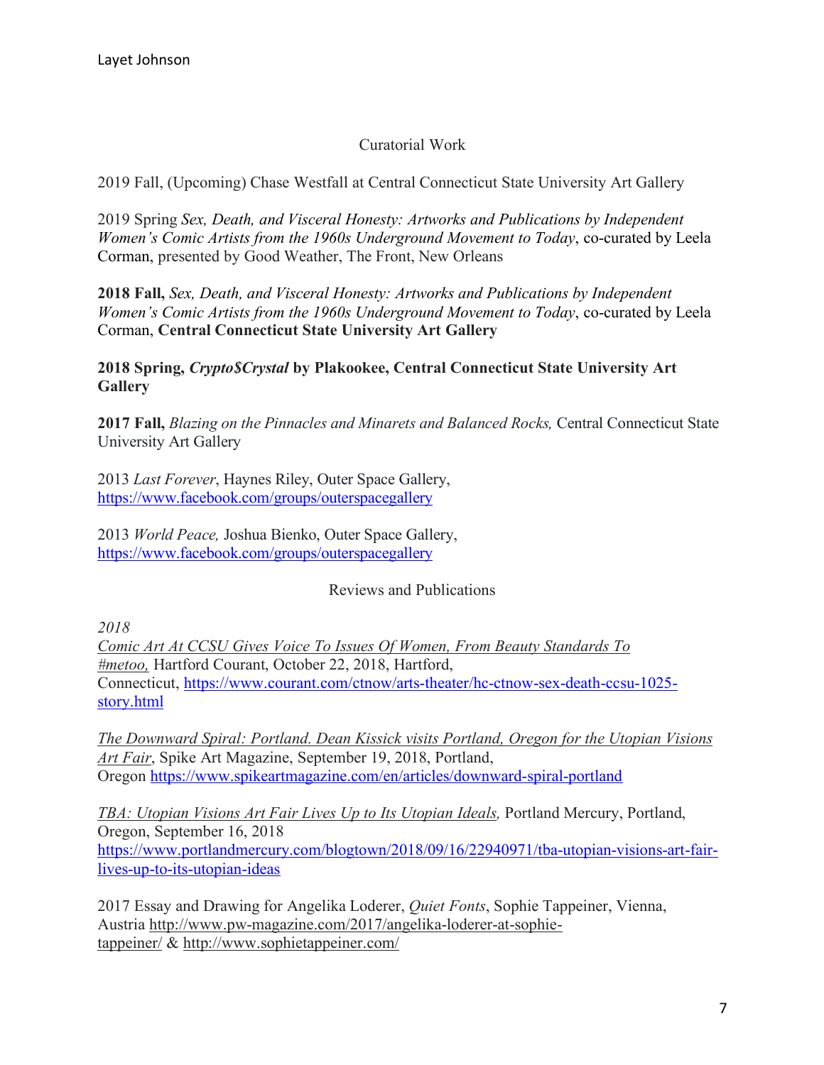## Curatorial Work

2019 Fall, (Upcoming) Chase Westfall at Central Connecticut State University Art Gallery

2019 Spring *Sex, Death, and Visceral Honesty: Artworks and Publications by Independent Women's Comic Artists from the 1960s Underground Movement to Today*, co-curated by Leela Corman, presented by Good Weather, The Front, New Orleans

**2018 Fall,** *Sex, Death, and Visceral Honesty: Artworks and Publications by Independent Women's Comic Artists from the 1960s Underground Movement to Today*, co-curated by Leela Corman, **Central Connecticut State University Art Gallery**

**2018 Spring, *Crypto$Crystal* by Plakookee, Central Connecticut State University Art Gallery**

**2017 Fall,** *Blazing on the Pinnacles and Minarets and Balanced Rocks,* Central Connecticut State University Art Gallery

2013 *Last Forever*, Haynes Riley, Outer Space Gallery, https://www.facebook.com/groups/outerspacegallery

2013 *World Peace,* Joshua Bienko, Outer Space Gallery, https://www.facebook.com/groups/outerspacegallery

## Reviews and Publications

*2018*

*Comic Art At CCSU Gives Voice To Issues Of Women, From Beauty Standards To #metoo,* Hartford Courant, October 22, 2018, Hartford, Connecticut, https://www.courant.com/ctnow/arts-theater/hc-ctnow-sex-death-ccsu-1025-story.html

*The Downward Spiral: Portland. Dean Kissick visits Portland, Oregon for the Utopian Visions Art Fair*, Spike Art Magazine, September 19, 2018, Portland, Oregon https://www.spikeartmagazine.com/en/articles/downward-spiral-portland

*TBA: Utopian Visions Art Fair Lives Up to Its Utopian Ideals,* Portland Mercury, Portland, Oregon, September 16, 2018 https://www.portlandmercury.com/blogtown/2018/09/16/22940971/tba-utopian-visions-art-fair-lives-up-to-its-utopian-ideals

2017 Essay and Drawing for Angelika Loderer, *Quiet Fonts*, Sophie Tappeiner, Vienna, Austria http://www.pw-magazine.com/2017/angelika-loderer-at-sophie-tappeiner/ & http://www.sophietappeiner.com/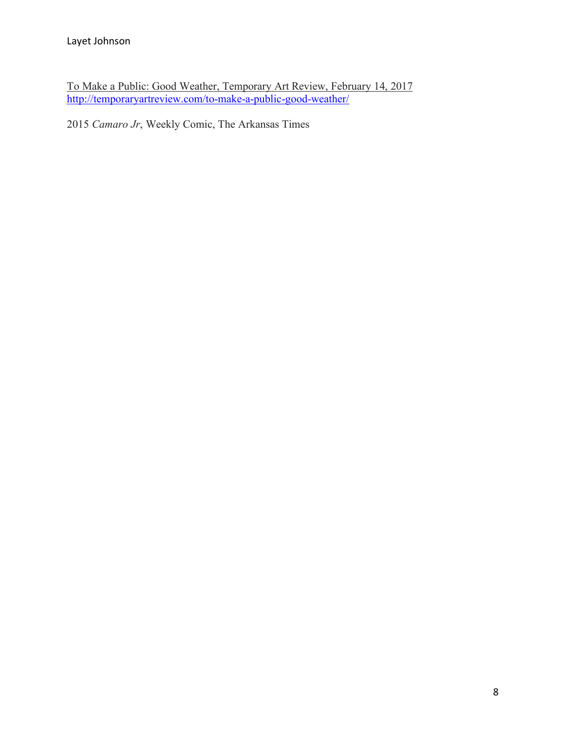To Make a Public: Good Weather, Temporary Art Review, February 14, 2017
http://temporaryartreview.com/to-make-a-public-good-weather/

2015 *Camaro Jr*, Weekly Comic, The Arkansas Times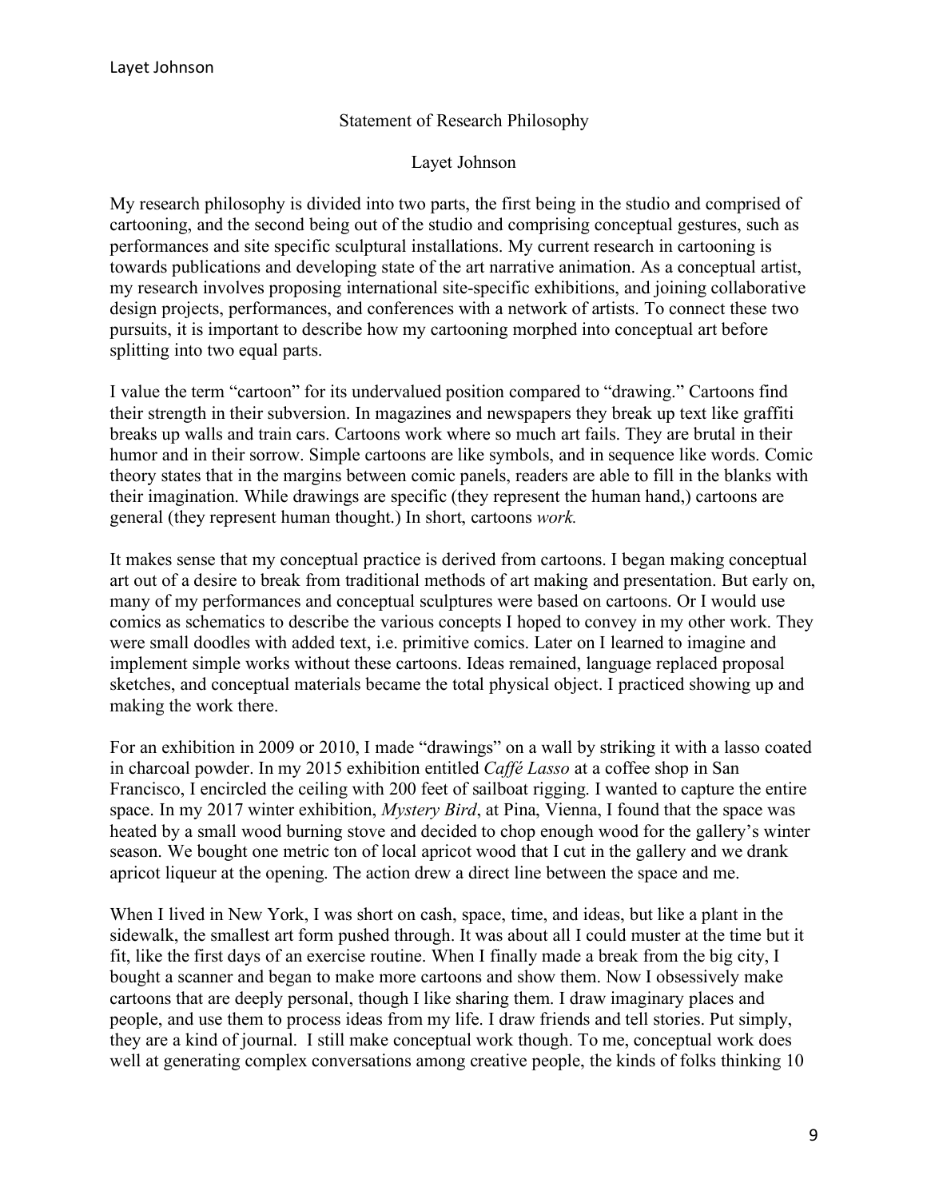Statement of Research Philosophy

Layet Johnson

My research philosophy is divided into two parts, the first being in the studio and comprised of cartooning, and the second being out of the studio and comprising conceptual gestures, such as performances and site specific sculptural installations. My current research in cartooning is towards publications and developing state of the art narrative animation. As a conceptual artist, my research involves proposing international site-specific exhibitions, and joining collaborative design projects, performances, and conferences with a network of artists. To connect these two pursuits, it is important to describe how my cartooning morphed into conceptual art before splitting into two equal parts.

I value the term "cartoon" for its undervalued position compared to "drawing." Cartoons find their strength in their subversion. In magazines and newspapers they break up text like graffiti breaks up walls and train cars. Cartoons work where so much art fails. They are brutal in their humor and in their sorrow. Simple cartoons are like symbols, and in sequence like words. Comic theory states that in the margins between comic panels, readers are able to fill in the blanks with their imagination. While drawings are specific (they represent the human hand,) cartoons are general (they represent human thought.) In short, cartoons *work.*

It makes sense that my conceptual practice is derived from cartoons. I began making conceptual art out of a desire to break from traditional methods of art making and presentation. But early on, many of my performances and conceptual sculptures were based on cartoons. Or I would use comics as schematics to describe the various concepts I hoped to convey in my other work. They were small doodles with added text, i.e. primitive comics. Later on I learned to imagine and implement simple works without these cartoons. Ideas remained, language replaced proposal sketches, and conceptual materials became the total physical object. I practiced showing up and making the work there.

For an exhibition in 2009 or 2010, I made "drawings" on a wall by striking it with a lasso coated in charcoal powder. In my 2015 exhibition entitled *Caffé Lasso* at a coffee shop in San Francisco, I encircled the ceiling with 200 feet of sailboat rigging. I wanted to capture the entire space. In my 2017 winter exhibition, *Mystery Bird*, at Pina, Vienna, I found that the space was heated by a small wood burning stove and decided to chop enough wood for the gallery's winter season. We bought one metric ton of local apricot wood that I cut in the gallery and we drank apricot liqueur at the opening. The action drew a direct line between the space and me.

When I lived in New York, I was short on cash, space, time, and ideas, but like a plant in the sidewalk, the smallest art form pushed through. It was about all I could muster at the time but it fit, like the first days of an exercise routine. When I finally made a break from the big city, I bought a scanner and began to make more cartoons and show them. Now I obsessively make cartoons that are deeply personal, though I like sharing them. I draw imaginary places and people, and use them to process ideas from my life. I draw friends and tell stories. Put simply, they are a kind of journal. I still make conceptual work though. To me, conceptual work does well at generating complex conversations among creative people, the kinds of folks thinking 10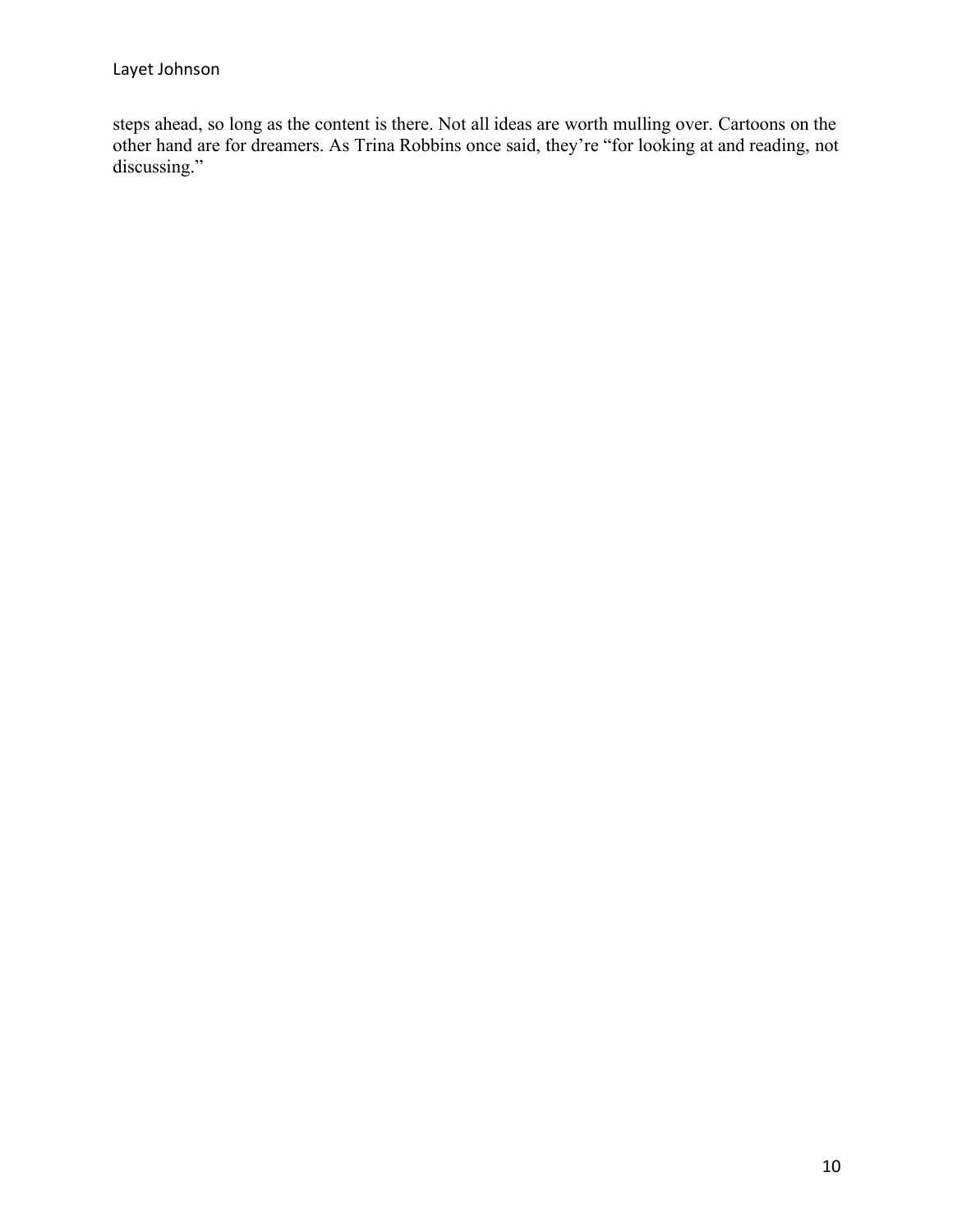steps ahead, so long as the content is there. Not all ideas are worth mulling over. Cartoons on the other hand are for dreamers. As Trina Robbins once said, they're "for looking at and reading, not discussing."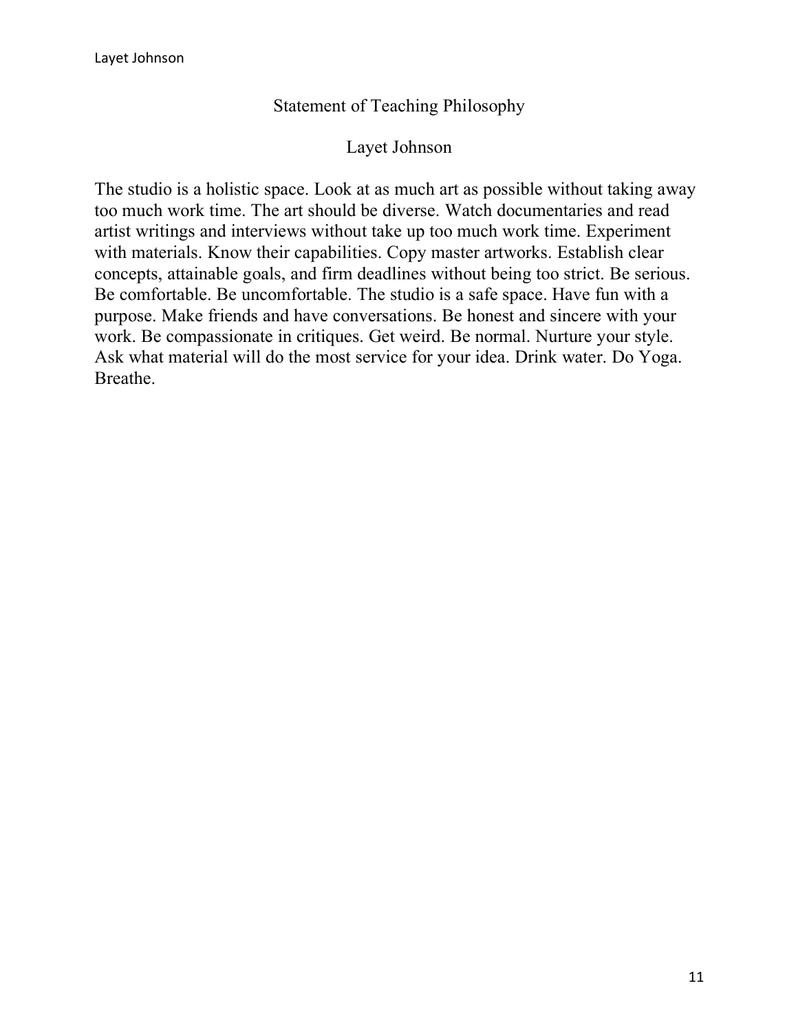# Statement of Teaching Philosophy

## Layet Johnson

The studio is a holistic space. Look at as much art as possible without taking away too much work time. The art should be diverse. Watch documentaries and read artist writings and interviews without take up too much work time. Experiment with materials. Know their capabilities. Copy master artworks. Establish clear concepts, attainable goals, and firm deadlines without being too strict. Be serious. Be comfortable. Be uncomfortable. The studio is a safe space. Have fun with a purpose. Make friends and have conversations. Be honest and sincere with your work. Be compassionate in critiques. Get weird. Be normal. Nurture your style. Ask what material will do the most service for your idea. Drink water. Do Yoga. Breathe.